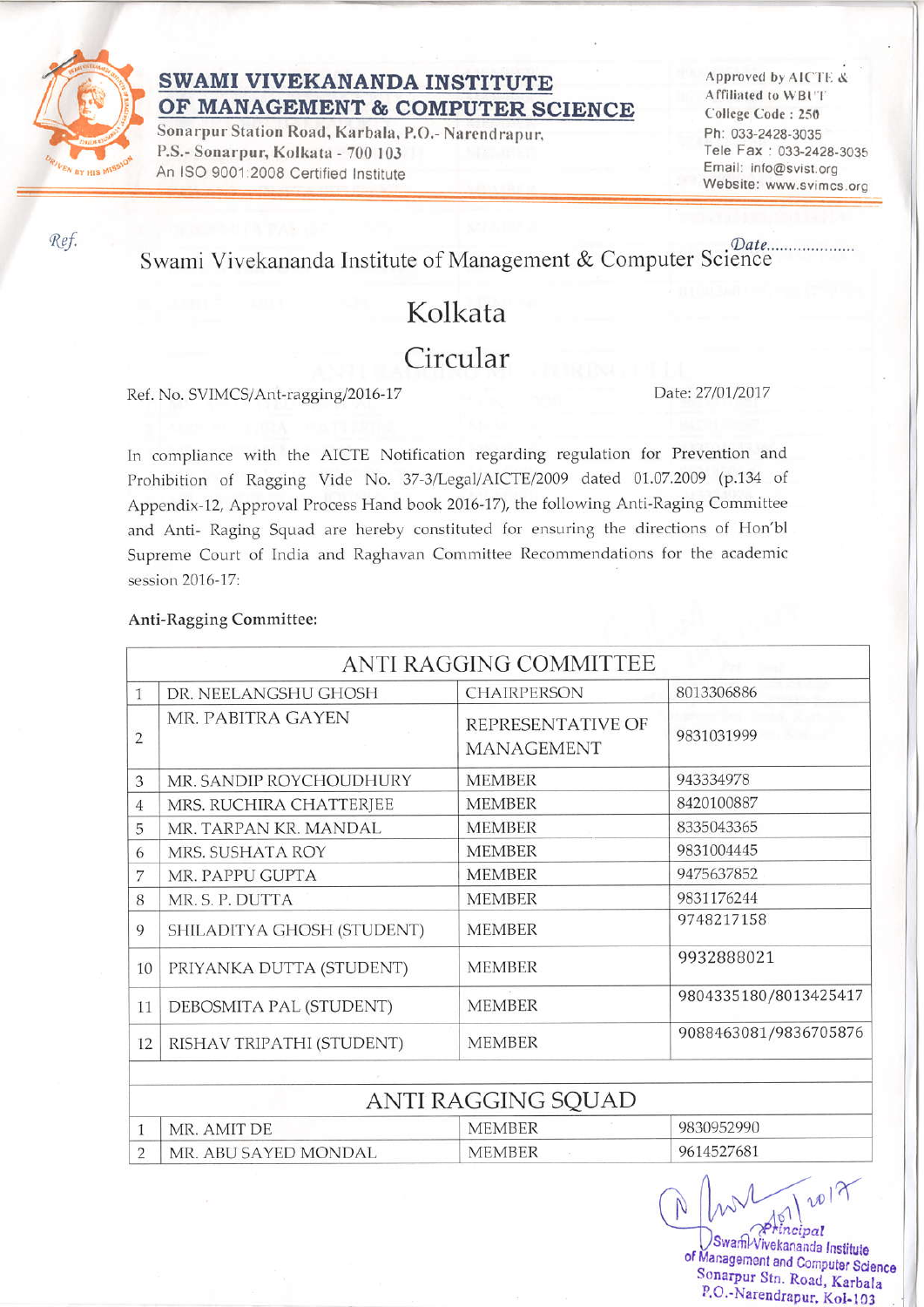# SWAMI VIVEKANANDA INSTITUTE OF MANAGEMENT & COMPUTER SCIENCE

Sonarpur Station Road, Karbala, P.O.- Narendrapur,
P.S.- Sonarpur, Kolkata - 700 103
An ISO 9001:2008 Certified Institute

Approved by AICTE &
Affiliated to WBUT
College Code : 250
Ph: 033-2428-3035
Tele Fax : 033-2428-3035
Email: info@svist.org
Website: www.svimcs.org

Ref. Date....................

Swami Vivekananda Institute of Management & Computer Science

## Kolkata

## Circular

Ref. No. SVIMCS/Ant-ragging/2016-17 Date: 27/01/2017

In compliance with the AICTE Notification regarding regulation for Prevention and Prohibition of Ragging Vide No. 37-3/Legal/AICTE/2009 dated 01.07.2009 (p.134 of Appendix-12, Approval Process Hand book 2016-17), the following Anti-Raging Committee and Anti- Raging Squad are hereby constituted for ensuring the directions of Hon'bl Supreme Court of India and Raghavan Committee Recommendations for the academic session 2016-17:

**Anti-Ragging Committee:**

| ANTI RAGGING COMMITTEE | | | |
|---|---|---|---|
| 1 | DR. NEELANGSHU GHOSH | CHAIRPERSON | 8013306886 |
| 2 | MR. PABITRA GAYEN | REPRESENTATIVE OF MANAGEMENT | 9831031999 |
| 3 | MR. SANDIP ROYCHOUDHURY | MEMBER | 943334978 |
| 4 | MRS. RUCHIRA CHATTERJEE | MEMBER | 8420100887 |
| 5 | MR. TARPAN KR. MANDAL | MEMBER | 8335043365 |
| 6 | MRS. SUSHATA ROY | MEMBER | 9831004445 |
| 7 | MR. PAPPU GUPTA | MEMBER | 9475637852 |
| 8 | MR. S. P. DUTTA | MEMBER | 9831176244 |
| 9 | SHILADITYA GHOSH (STUDENT) | MEMBER | 9748217158 |
| 10 | PRIYANKA DUTTA (STUDENT) | MEMBER | 9932888021 |
| 11 | DEBOSMITA PAL (STUDENT) | MEMBER | 9804335180/8013425417 |
| 12 | RISHAV TRIPATHI (STUDENT) | MEMBER | 9088463081/9836705876 |

| ANTI RAGGING SQUAD | | | |
|---|---|---|---|
| 1 | MR. AMIT DE | MEMBER | 9830952990 |
| 2 | MR. ABU SAYED MONDAL | MEMBER | 9614527681 |

Principal
Swami Vivekananda Institute
of Management and Computer Science
Sonarpur Stn. Road, Karbala
P.O.-Narendrapur, Kol-103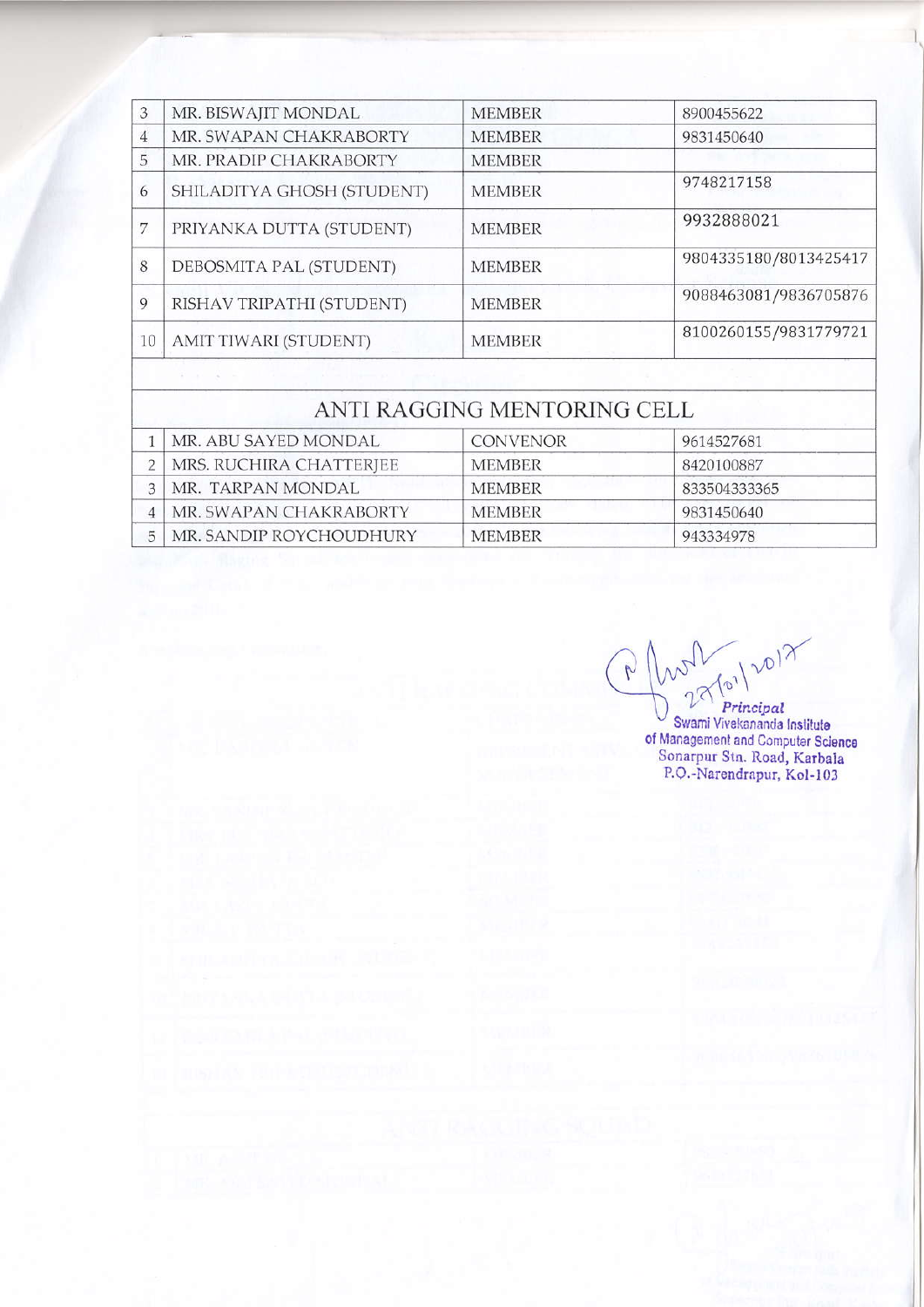| | | | |
|---|---|---|---|
| 3 | MR. BISWAJIT MONDAL | MEMBER | 8900455622 |
| 4 | MR. SWAPAN CHAKRABORTY | MEMBER | 9831450640 |
| 5 | MR. PRADIP CHAKRABORTY | MEMBER | |
| 6 | SHILADITYA GHOSH (STUDENT) | MEMBER | 9748217158 |
| 7 | PRIYANKA DUTTA (STUDENT) | MEMBER | 9932888021 |
| 8 | DEBOSMITA PAL (STUDENT) | MEMBER | 9804335180/8013425417 |
| 9 | RISHAV TRIPATHI (STUDENT) | MEMBER | 9088463081/9836705876 |
| 10 | AMIT TIWARI (STUDENT) | MEMBER | 8100260155/9831779721 |

## ANTI RAGGING MENTORING CELL

| | | | |
|---|---|---|---|
| 1 | MR. ABU SAYED MONDAL | CONVENOR | 9614527681 |
| 2 | MRS. RUCHIRA CHATTERJEE | MEMBER | 8420100887 |
| 3 | MR. TARPAN MONDAL | MEMBER | 833504333365 |
| 4 | MR. SWAPAN CHAKRABORTY | MEMBER | 9831450640 |
| 5 | MR. SANDIP ROYCHOUDHURY | MEMBER | 943334978 |

27/01/2017

Principal
Swami Vivekananda Institute
of Management and Computer Science
Sonarpur Stn. Road, Karbala
P.O.-Narendrapur, Kol-103